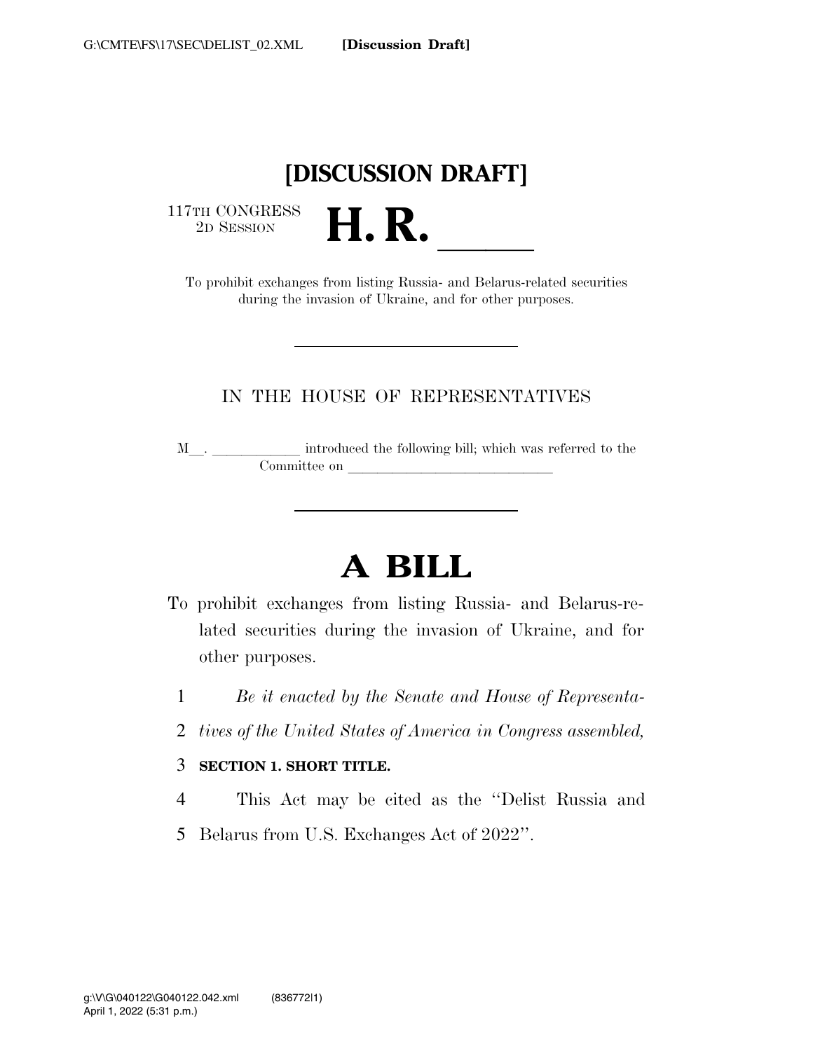# [DISCUSSION DRAFT]

117TH CONGRESS
2D SESSION

# H. R. ______

To prohibit exchanges from listing Russia- and Belarus-related securities during the invasion of Ukraine, and for other purposes.

---

IN THE HOUSE OF REPRESENTATIVES

M__. ____________ introduced the following bill; which was referred to the Committee on ____________________________

---

# A BILL

To prohibit exchanges from listing Russia- and Belarus-related securities during the invasion of Ukraine, and for other purposes.

1 *Be it enacted by the Senate and House of Representa-*
2 *tives of the United States of America in Congress assembled,*

3 **SECTION 1. SHORT TITLE.**

4 This Act may be cited as the ''Delist Russia and
5 Belarus from U.S. Exchanges Act of 2022''.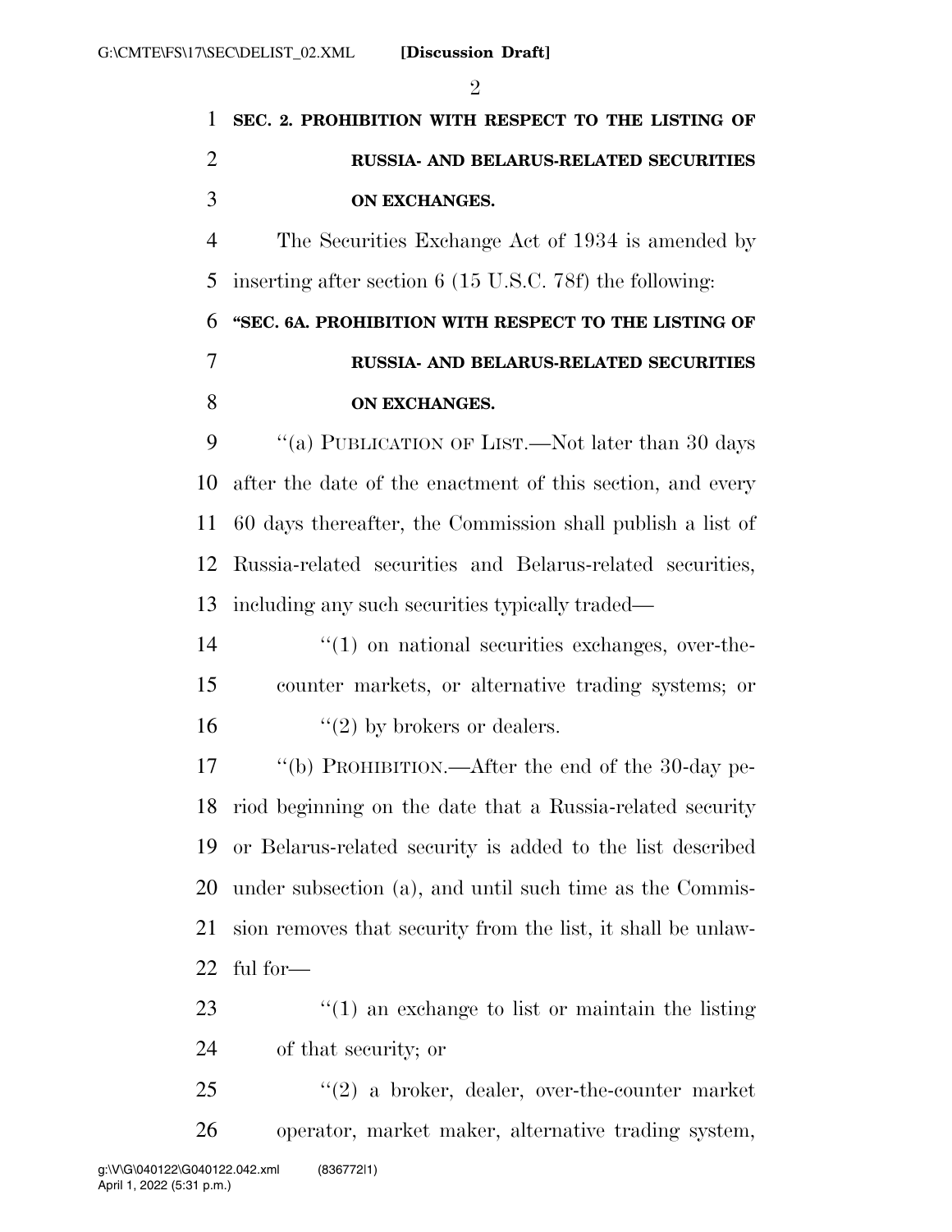**SEC. 2. PROHIBITION WITH RESPECT TO THE LISTING OF RUSSIA- AND BELARUS-RELATED SECURITIES ON EXCHANGES.**

The Securities Exchange Act of 1934 is amended by inserting after section 6 (15 U.S.C. 78f) the following:

**"SEC. 6A. PROHIBITION WITH RESPECT TO THE LISTING OF RUSSIA- AND BELARUS-RELATED SECURITIES ON EXCHANGES.**

"(a) PUBLICATION OF LIST.—Not later than 30 days after the date of the enactment of this section, and every 60 days thereafter, the Commission shall publish a list of Russia-related securities and Belarus-related securities, including any such securities typically traded—

"(1) on national securities exchanges, over-the-counter markets, or alternative trading systems; or

"(2) by brokers or dealers.

"(b) PROHIBITION.—After the end of the 30-day period beginning on the date that a Russia-related security or Belarus-related security is added to the list described under subsection (a), and until such time as the Commission removes that security from the list, it shall be unlawful for—

"(1) an exchange to list or maintain the listing of that security; or

"(2) a broker, dealer, over-the-counter market operator, market maker, alternative trading system,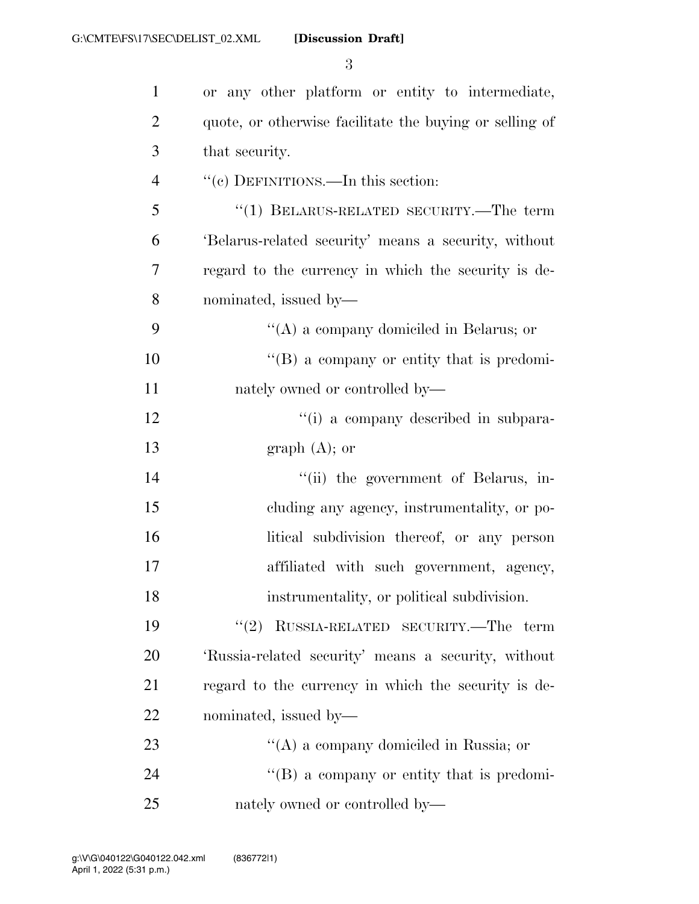or any other platform or entity to intermediate, quote, or otherwise facilitate the buying or selling of that security.

''(c) DEFINITIONS.—In this section:

''(1) BELARUS-RELATED SECURITY.—The term 'Belarus-related security' means a security, without regard to the currency in which the security is denominated, issued by—

''(A) a company domiciled in Belarus; or

''(B) a company or entity that is predominately owned or controlled by—

''(i) a company described in subparagraph (A); or

''(ii) the government of Belarus, including any agency, instrumentality, or political subdivision thereof, or any person affiliated with such government, agency, instrumentality, or political subdivision.

''(2) RUSSIA-RELATED SECURITY.—The term 'Russia-related security' means a security, without regard to the currency in which the security is denominated, issued by—

''(A) a company domiciled in Russia; or

''(B) a company or entity that is predominately owned or controlled by—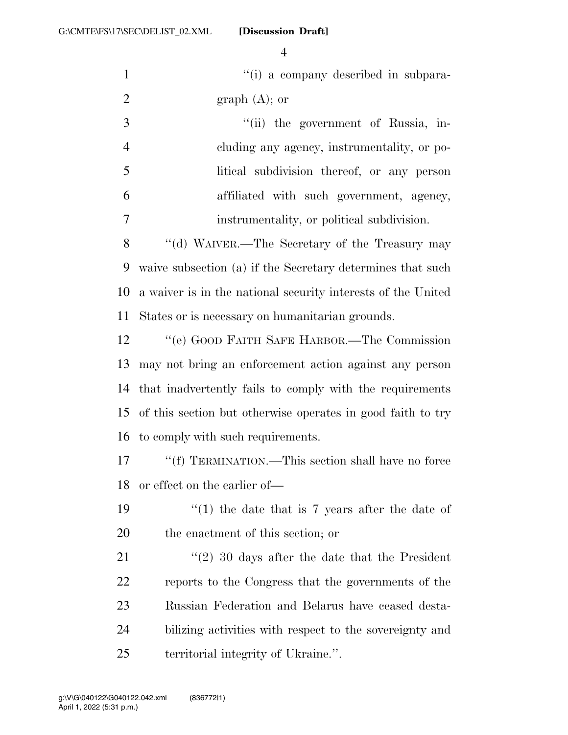"(i) a company described in subparagraph (A); or

"(ii) the government of Russia, including any agency, instrumentality, or political subdivision thereof, or any person affiliated with such government, agency, instrumentality, or political subdivision.

"(d) WAIVER.—The Secretary of the Treasury may waive subsection (a) if the Secretary determines that such a waiver is in the national security interests of the United States or is necessary on humanitarian grounds.

"(e) GOOD FAITH SAFE HARBOR.—The Commission may not bring an enforcement action against any person that inadvertently fails to comply with the requirements of this section but otherwise operates in good faith to try to comply with such requirements.

"(f) TERMINATION.—This section shall have no force or effect on the earlier of—

"(1) the date that is 7 years after the date of the enactment of this section; or

"(2) 30 days after the date that the President reports to the Congress that the governments of the Russian Federation and Belarus have ceased destabilizing activities with respect to the sovereignty and territorial integrity of Ukraine.".